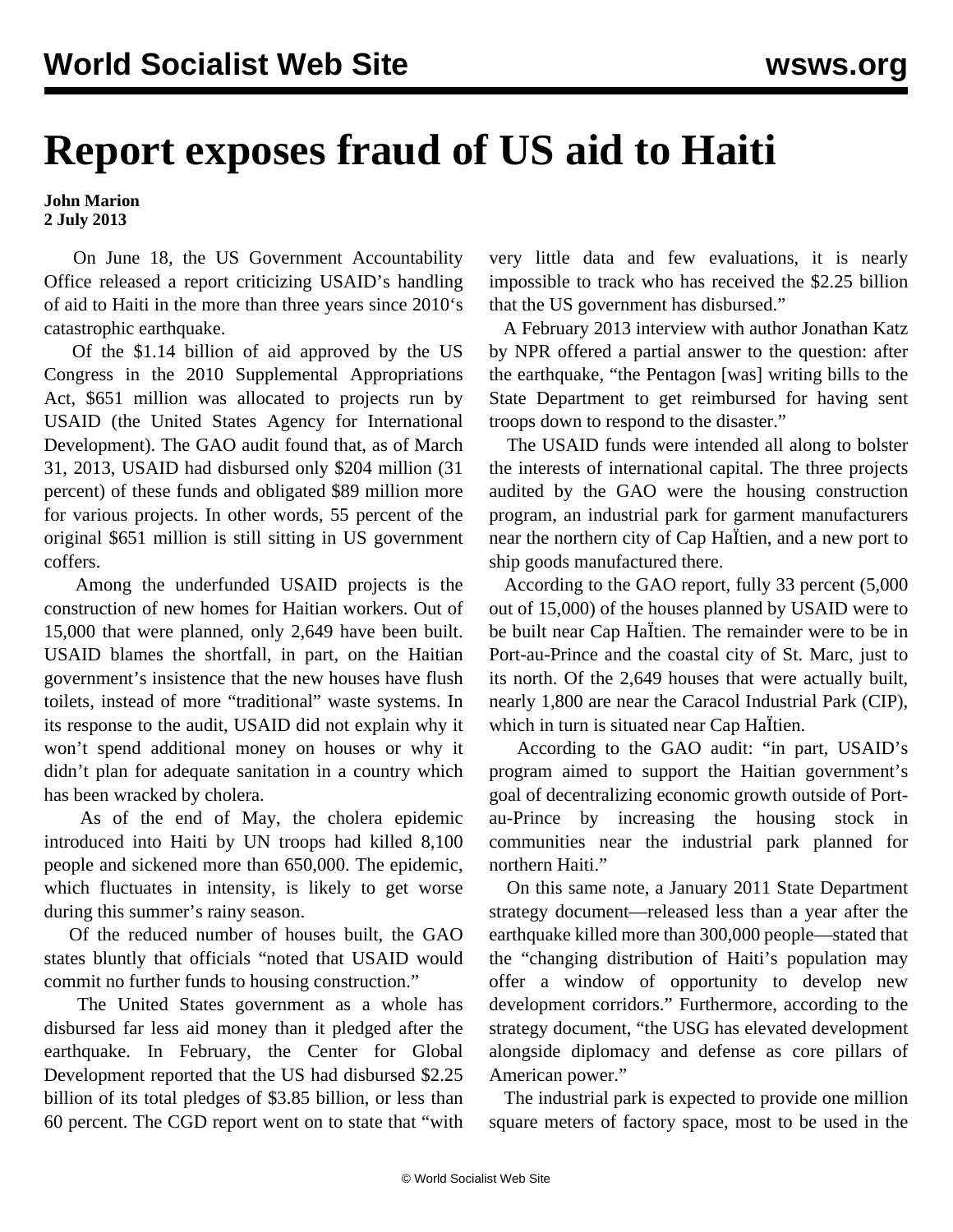# Report exposes fraud of US aid to Haiti

**John Marion**
**2 July 2013**

On June 18, the US Government Accountability Office released a report criticizing USAID's handling of aid to Haiti in the more than three years since 2010's catastrophic earthquake.

Of the $1.14 billion of aid approved by the US Congress in the 2010 Supplemental Appropriations Act, $651 million was allocated to projects run by USAID (the United States Agency for International Development). The GAO audit found that, as of March 31, 2013, USAID had disbursed only $204 million (31 percent) of these funds and obligated $89 million more for various projects. In other words, 55 percent of the original $651 million is still sitting in US government coffers.

Among the underfunded USAID projects is the construction of new homes for Haitian workers. Out of 15,000 that were planned, only 2,649 have been built. USAID blames the shortfall, in part, on the Haitian government's insistence that the new houses have flush toilets, instead of more "traditional" waste systems. In its response to the audit, USAID did not explain why it won't spend additional money on houses or why it didn't plan for adequate sanitation in a country which has been wracked by cholera.

As of the end of May, the cholera epidemic introduced into Haiti by UN troops had killed 8,100 people and sickened more than 650,000. The epidemic, which fluctuates in intensity, is likely to get worse during this summer's rainy season.

Of the reduced number of houses built, the GAO states bluntly that officials "noted that USAID would commit no further funds to housing construction."

The United States government as a whole has disbursed far less aid money than it pledged after the earthquake. In February, the Center for Global Development reported that the US had disbursed $2.25 billion of its total pledges of $3.85 billion, or less than 60 percent. The CGD report went on to state that "with very little data and few evaluations, it is nearly impossible to track who has received the $2.25 billion that the US government has disbursed."

A February 2013 interview with author Jonathan Katz by NPR offered a partial answer to the question: after the earthquake, "the Pentagon [was] writing bills to the State Department to get reimbursed for having sent troops down to respond to the disaster."

The USAID funds were intended all along to bolster the interests of international capital. The three projects audited by the GAO were the housing construction program, an industrial park for garment manufacturers near the northern city of Cap HaЇtien, and a new port to ship goods manufactured there.

According to the GAO report, fully 33 percent (5,000 out of 15,000) of the houses planned by USAID were to be built near Cap HaЇtien. The remainder were to be in Port-au-Prince and the coastal city of St. Marc, just to its north. Of the 2,649 houses that were actually built, nearly 1,800 are near the Caracol Industrial Park (CIP), which in turn is situated near Cap HaЇtien.

According to the GAO audit: "in part, USAID's program aimed to support the Haitian government's goal of decentralizing economic growth outside of Port-au-Prince by increasing the housing stock in communities near the industrial park planned for northern Haiti."

On this same note, a January 2011 State Department strategy document—released less than a year after the earthquake killed more than 300,000 people—stated that the "changing distribution of Haiti's population may offer a window of opportunity to develop new development corridors." Furthermore, according to the strategy document, "the USG has elevated development alongside diplomacy and defense as core pillars of American power."

The industrial park is expected to provide one million square meters of factory space, most to be used in the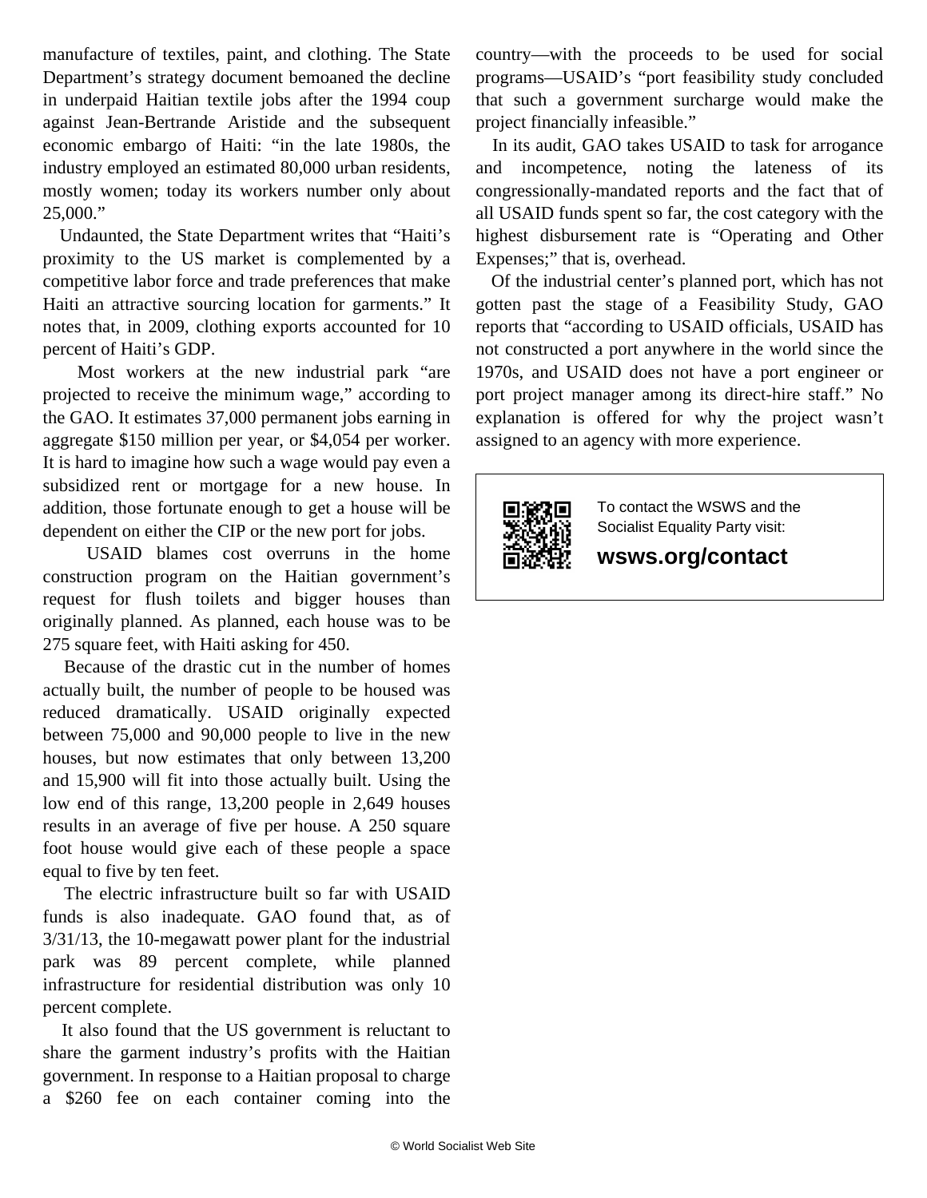manufacture of textiles, paint, and clothing. The State Department's strategy document bemoaned the decline in underpaid Haitian textile jobs after the 1994 coup against Jean-Bertrande Aristide and the subsequent economic embargo of Haiti: "in the late 1980s, the industry employed an estimated 80,000 urban residents, mostly women; today its workers number only about 25,000."

Undaunted, the State Department writes that "Haiti's proximity to the US market is complemented by a competitive labor force and trade preferences that make Haiti an attractive sourcing location for garments." It notes that, in 2009, clothing exports accounted for 10 percent of Haiti's GDP.

Most workers at the new industrial park "are projected to receive the minimum wage," according to the GAO. It estimates 37,000 permanent jobs earning in aggregate $150 million per year, or $4,054 per worker. It is hard to imagine how such a wage would pay even a subsidized rent or mortgage for a new house. In addition, those fortunate enough to get a house will be dependent on either the CIP or the new port for jobs.

USAID blames cost overruns in the home construction program on the Haitian government's request for flush toilets and bigger houses than originally planned. As planned, each house was to be 275 square feet, with Haiti asking for 450.

Because of the drastic cut in the number of homes actually built, the number of people to be housed was reduced dramatically. USAID originally expected between 75,000 and 90,000 people to live in the new houses, but now estimates that only between 13,200 and 15,900 will fit into those actually built. Using the low end of this range, 13,200 people in 2,649 houses results in an average of five per house. A 250 square foot house would give each of these people a space equal to five by ten feet.

The electric infrastructure built so far with USAID funds is also inadequate. GAO found that, as of 3/31/13, the 10-megawatt power plant for the industrial park was 89 percent complete, while planned infrastructure for residential distribution was only 10 percent complete.

It also found that the US government is reluctant to share the garment industry's profits with the Haitian government. In response to a Haitian proposal to charge a $260 fee on each container coming into the country—with the proceeds to be used for social programs—USAID's "port feasibility study concluded that such a government surcharge would make the project financially infeasible."

In its audit, GAO takes USAID to task for arrogance and incompetence, noting the lateness of its congressionally-mandated reports and the fact that of all USAID funds spent so far, the cost category with the highest disbursement rate is "Operating and Other Expenses;" that is, overhead.

Of the industrial center's planned port, which has not gotten past the stage of a Feasibility Study, GAO reports that "according to USAID officials, USAID has not constructed a port anywhere in the world since the 1970s, and USAID does not have a port engineer or port project manager among its direct-hire staff." No explanation is offered for why the project wasn't assigned to an agency with more experience.

To contact the WSWS and the Socialist Equality Party visit:

**wsws.org/contact**